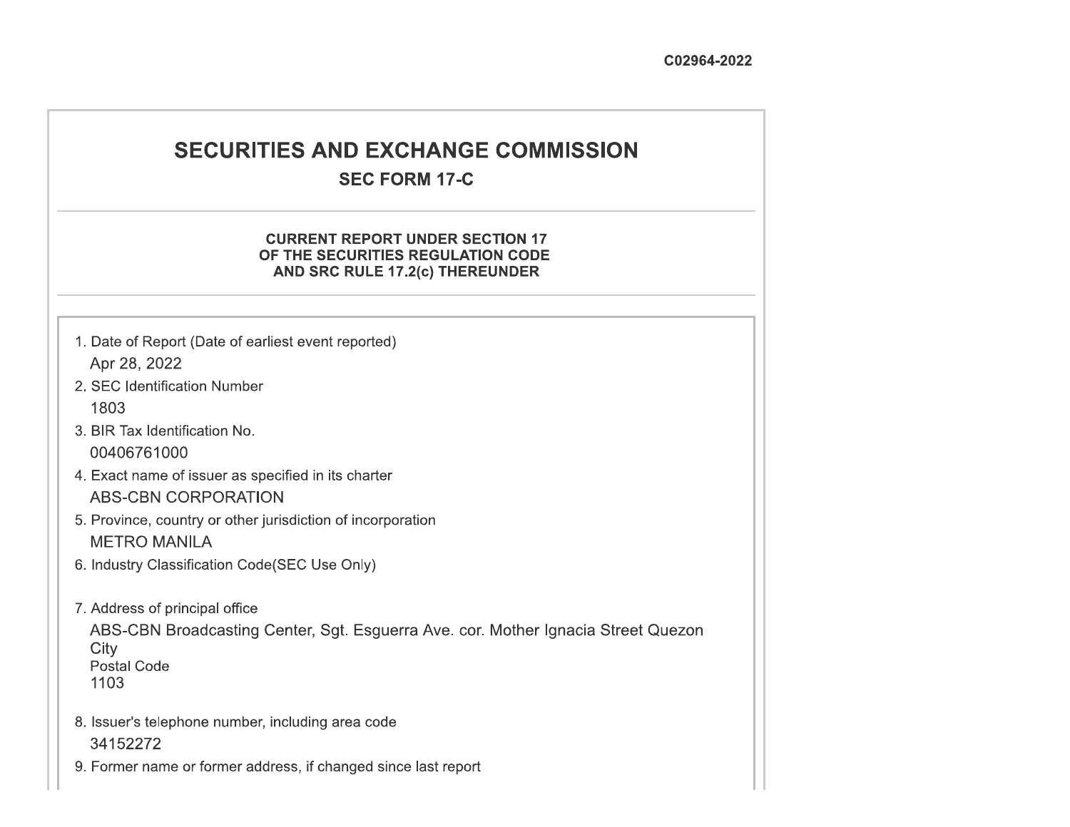C02964-2022

# SECURITIES AND EXCHANGE COMMISSION

## SEC FORM 17-C

### CURRENT REPORT UNDER SECTION 17 OF THE SECURITIES REGULATION CODE AND SRC RULE 17.2(c) THEREUNDER

1. Date of Report (Date of earliest event reported)
   Apr 28, 2022
2. SEC Identification Number
   1803
3. BIR Tax Identification No.
   00406761000
4. Exact name of issuer as specified in its charter
   ABS-CBN CORPORATION
5. Province, country or other jurisdiction of incorporation
   METRO MANILA
6. Industry Classification Code(SEC Use Only)

7. Address of principal office
   ABS-CBN Broadcasting Center, Sgt. Esguerra Ave. cor. Mother Ignacia Street Quezon City
   Postal Code
   1103
8. Issuer's telephone number, including area code
   34152272
9. Former name or former address, if changed since last report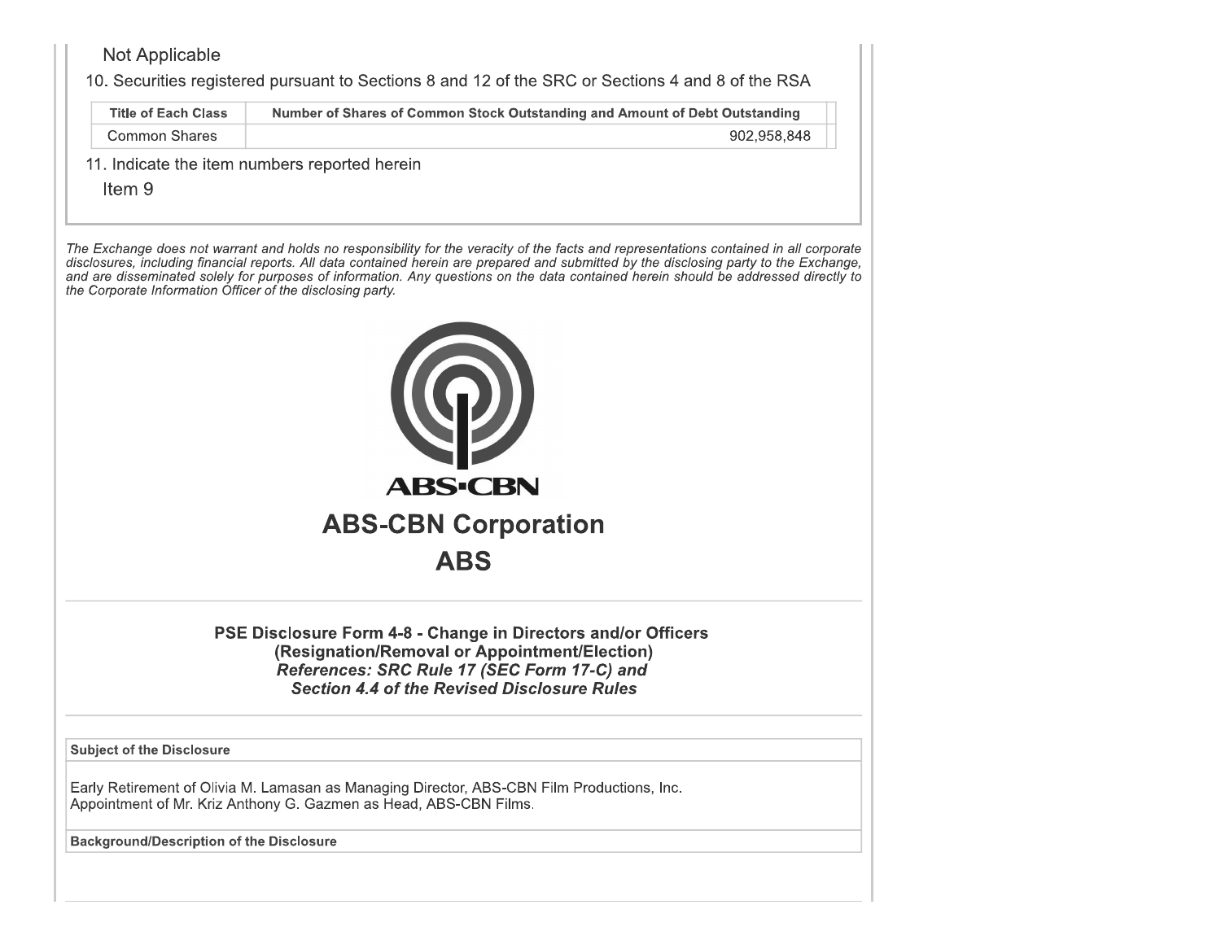Not Applicable

10. Securities registered pursuant to Sections 8 and 12 of the SRC or Sections 4 and 8 of the RSA

| Title of Each Class | Number of Shares of Common Stock Outstanding and Amount of Debt Outstanding |
|---|---|
| Common Shares | 902,958,848 |

11. Indicate the item numbers reported herein

Item 9

*The Exchange does not warrant and holds no responsibility for the veracity of the facts and representations contained in all corporate disclosures, including financial reports. All data contained herein are prepared and submitted by the disclosing party to the Exchange, and are disseminated solely for purposes of information. Any questions on the data contained herein should be addressed directly to the Corporate Information Officer of the disclosing party.*

ABS-CBN

## ABS-CBN Corporation

## ABS

### PSE Disclosure Form 4-8 - Change in Directors and/or Officers (Resignation/Removal or Appointment/Election)

***References: SRC Rule 17 (SEC Form 17-C) and Section 4.4 of the Revised Disclosure Rules***

**Subject of the Disclosure**

Early Retirement of Olivia M. Lamasan as Managing Director, ABS-CBN Film Productions, Inc.
Appointment of Mr. Kriz Anthony G. Gazmen as Head, ABS-CBN Films.

**Background/Description of the Disclosure**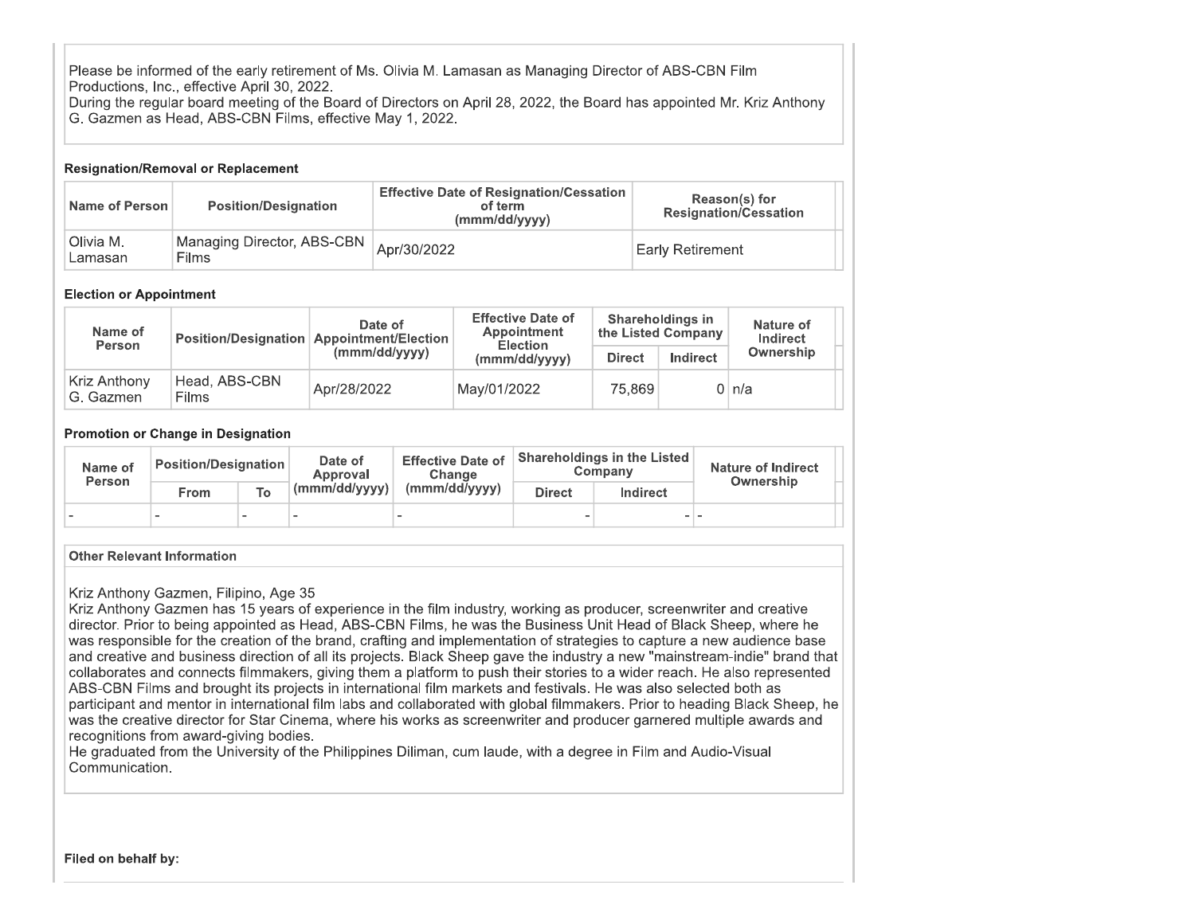Please be informed of the early retirement of Ms. Olivia M. Lamasan as Managing Director of ABS-CBN Film Productions, Inc., effective April 30, 2022.
During the regular board meeting of the Board of Directors on April 28, 2022, the Board has appointed Mr. Kriz Anthony G. Gazmen as Head, ABS-CBN Films, effective May 1, 2022.

**Resignation/Removal or Replacement**

| Name of Person | Position/Designation | Effective Date of Resignation/Cessation of term (mmm/dd/yyyy) | Reason(s) for Resignation/Cessation |
|---|---|---|---|
| Olivia M. Lamasan | Managing Director, ABS-CBN Films | Apr/30/2022 | Early Retirement |

**Election or Appointment**

| Name of Person | Position/Designation | Date of Appointment/Election (mmm/dd/yyyy) | Effective Date of Appointment Election (mmm/dd/yyyy) | Shareholdings in the Listed Company | | Nature of Indirect Ownership |
|---|---|---|---|---|---|---|
| | | | | Direct | Indirect | |
| Kriz Anthony G. Gazmen | Head, ABS-CBN Films | Apr/28/2022 | May/01/2022 | 75,869 | 0 | n/a |

**Promotion or Change in Designation**

| Name of Person | Position/Designation | | Date of Approval (mmm/dd/yyyy) | Effective Date of Change (mmm/dd/yyyy) | Shareholdings in the Listed Company | | Nature of Indirect Ownership |
|---|---|---|---|---|---|---|---|
| | From | To | | | Direct | Indirect | |
| - | - | - | - | - | - | - | - |

**Other Relevant Information**

Kriz Anthony Gazmen, Filipino, Age 35
Kriz Anthony Gazmen has 15 years of experience in the film industry, working as producer, screenwriter and creative director. Prior to being appointed as Head, ABS-CBN Films, he was the Business Unit Head of Black Sheep, where he was responsible for the creation of the brand, crafting and implementation of strategies to capture a new audience base and creative and business direction of all its projects. Black Sheep gave the industry a new "mainstream-indie" brand that collaborates and connects filmmakers, giving them a platform to push their stories to a wider reach. He also represented ABS-CBN Films and brought its projects in international film markets and festivals. He was also selected both as participant and mentor in international film labs and collaborated with global filmmakers. Prior to heading Black Sheep, he was the creative director for Star Cinema, where his works as screenwriter and producer garnered multiple awards and recognitions from award-giving bodies.
He graduated from the University of the Philippines Diliman, cum laude, with a degree in Film and Audio-Visual Communication.

**Filed on behalf by:**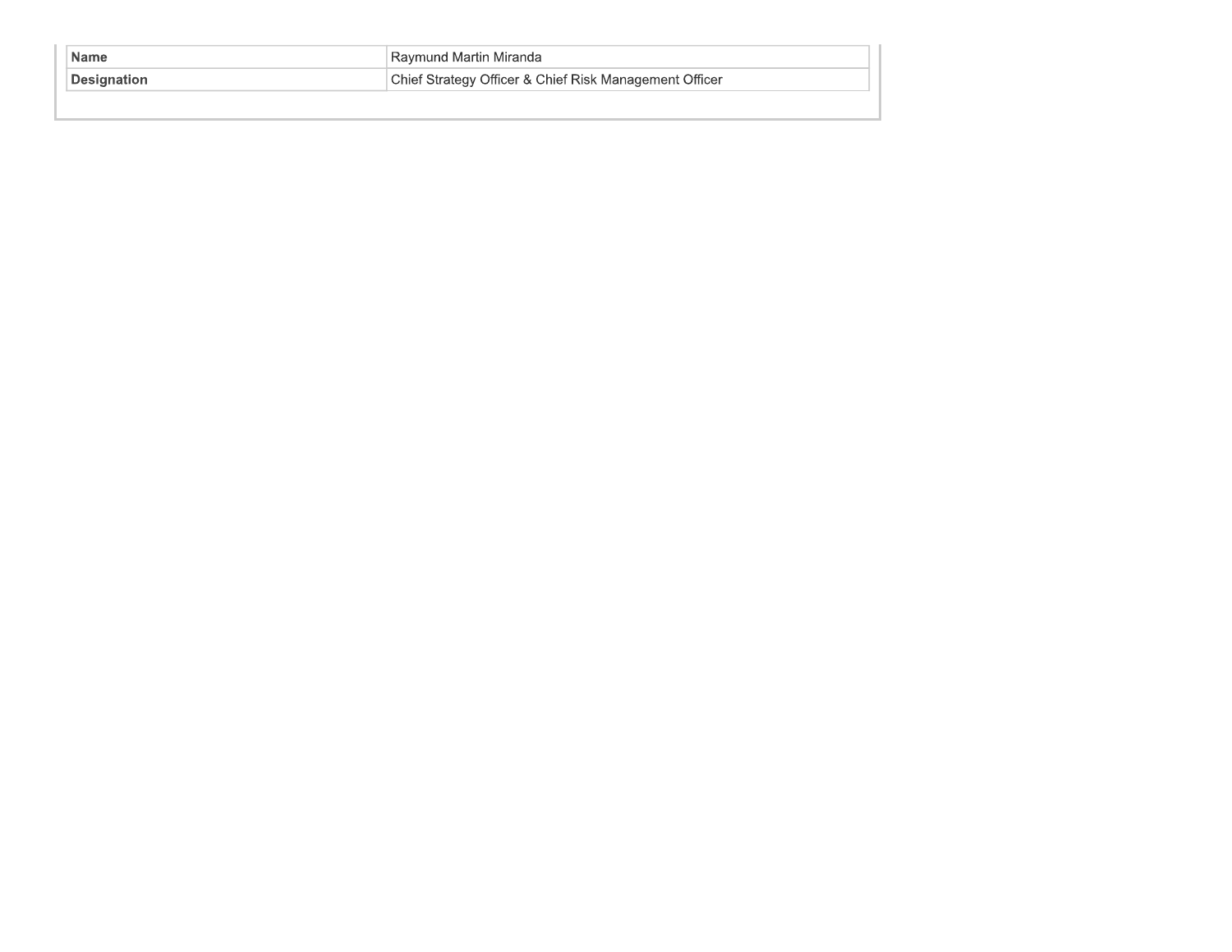| Name | Raymund Martin Miranda |
| --- | --- |
| Designation | Chief Strategy Officer & Chief Risk Management Officer |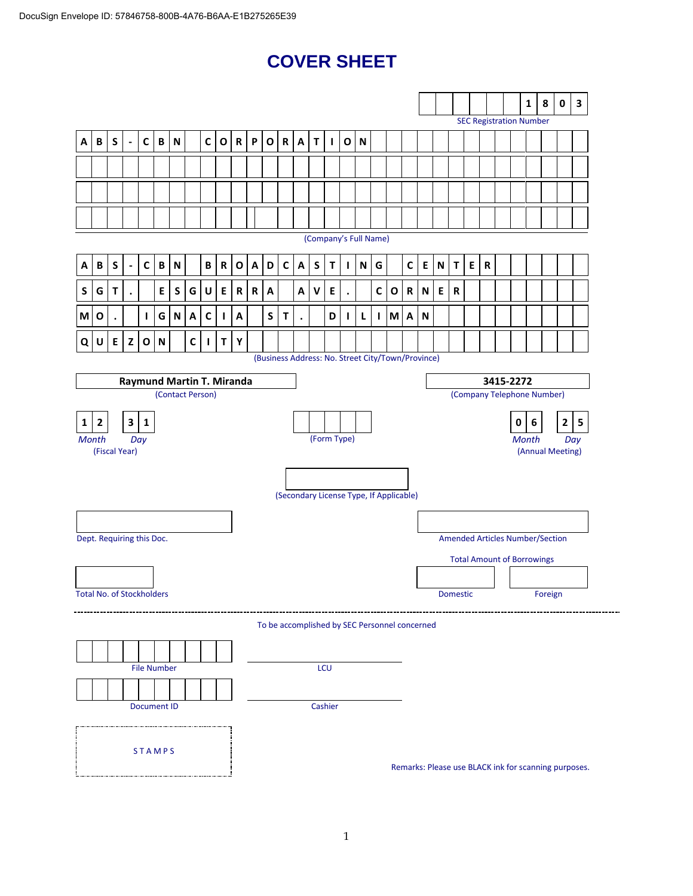DocuSign Envelope ID: 57846758-800B-4A76-B6AA-E1B275265E39

# COVER SHEET

**1 8 0 3**

SEC Registration Number

**ABS-CBN CORPORATION**

(Company's Full Name)

**ABS-CBN BROADCASTING CENTER**
**SGT. ESGUERRA AVE. CORNER**
**MO. IGNACIA ST. DILIMAN**
**QUEZON CITY**

(Business Address: No. Street City/Town/Province)

| **Raymund Martin T. Miranda** | **3415-2272** |
|---|---|
| (Contact Person) | (Company Telephone Number) |

| **1 2** | **3 1** | | **0 6** | **2 5** |
|---|---|---|---|---|
| *Month* | *Day* | (Form Type) | *Month* | *Day* |
| (Fiscal Year) | | | (Annual Meeting) | |

(Secondary License Type, If Applicable)

Dept. Requiring this Doc.

Amended Articles Number/Section

Total Amount of Borrowings

| Total No. of Stockholders | Domestic | Foreign |
|---|---|---|
| | | |

---

To be accomplished by SEC Personnel concerned

File Number

LCU

Document ID

Cashier

STAMPS

Remarks: Please use BLACK ink for scanning purposes.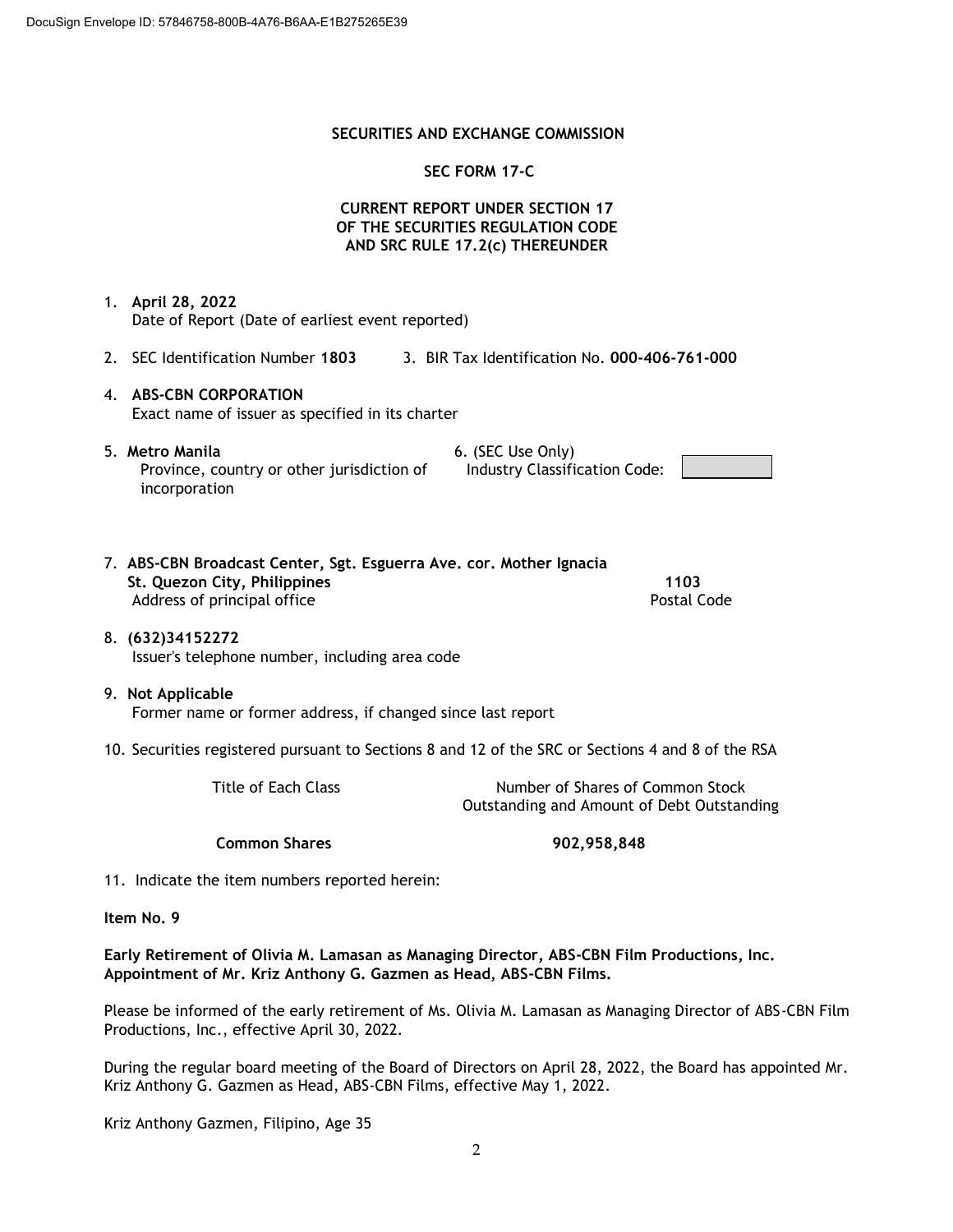DocuSign Envelope ID: 57846758-800B-4A76-B6AA-E1B275265E39

**SECURITIES AND EXCHANGE COMMISSION**

**SEC FORM 17-C**

**CURRENT REPORT UNDER SECTION 17**
**OF THE SECURITIES REGULATION CODE**
**AND SRC RULE 17.2(c) THEREUNDER**

1. **April 28, 2022**
   Date of Report (Date of earliest event reported)

2. SEC Identification Number **1803**  3. BIR Tax Identification No. **000-406-761-000**

4. **ABS-CBN CORPORATION**
   Exact name of issuer as specified in its charter

5. **Metro Manila**
   Province, country or other jurisdiction of incorporation

6. (SEC Use Only)
   Industry Classification Code:

7. **ABS-CBN Broadcast Center, Sgt. Esguerra Ave. cor. Mother Ignacia St. Quezon City, Philippines**  **1103**
   Address of principal office  Postal Code

8. **(632)34152272**
   Issuer's telephone number, including area code

9. **Not Applicable**
   Former name or former address, if changed since last report

10. Securities registered pursuant to Sections 8 and 12 of the SRC or Sections 4 and 8 of the RSA

| Title of Each Class | Number of Shares of Common Stock Outstanding and Amount of Debt Outstanding |
|---|---|
| **Common Shares** | **902,958,848** |

11. Indicate the item numbers reported herein:

**Item No. 9**

**Early Retirement of Olivia M. Lamasan as Managing Director, ABS-CBN Film Productions, Inc.**
**Appointment of Mr. Kriz Anthony G. Gazmen as Head, ABS-CBN Films.**

Please be informed of the early retirement of Ms. Olivia M. Lamasan as Managing Director of ABS-CBN Film Productions, Inc., effective April 30, 2022.

During the regular board meeting of the Board of Directors on April 28, 2022, the Board has appointed Mr. Kriz Anthony G. Gazmen as Head, ABS-CBN Films, effective May 1, 2022.

Kriz Anthony Gazmen, Filipino, Age 35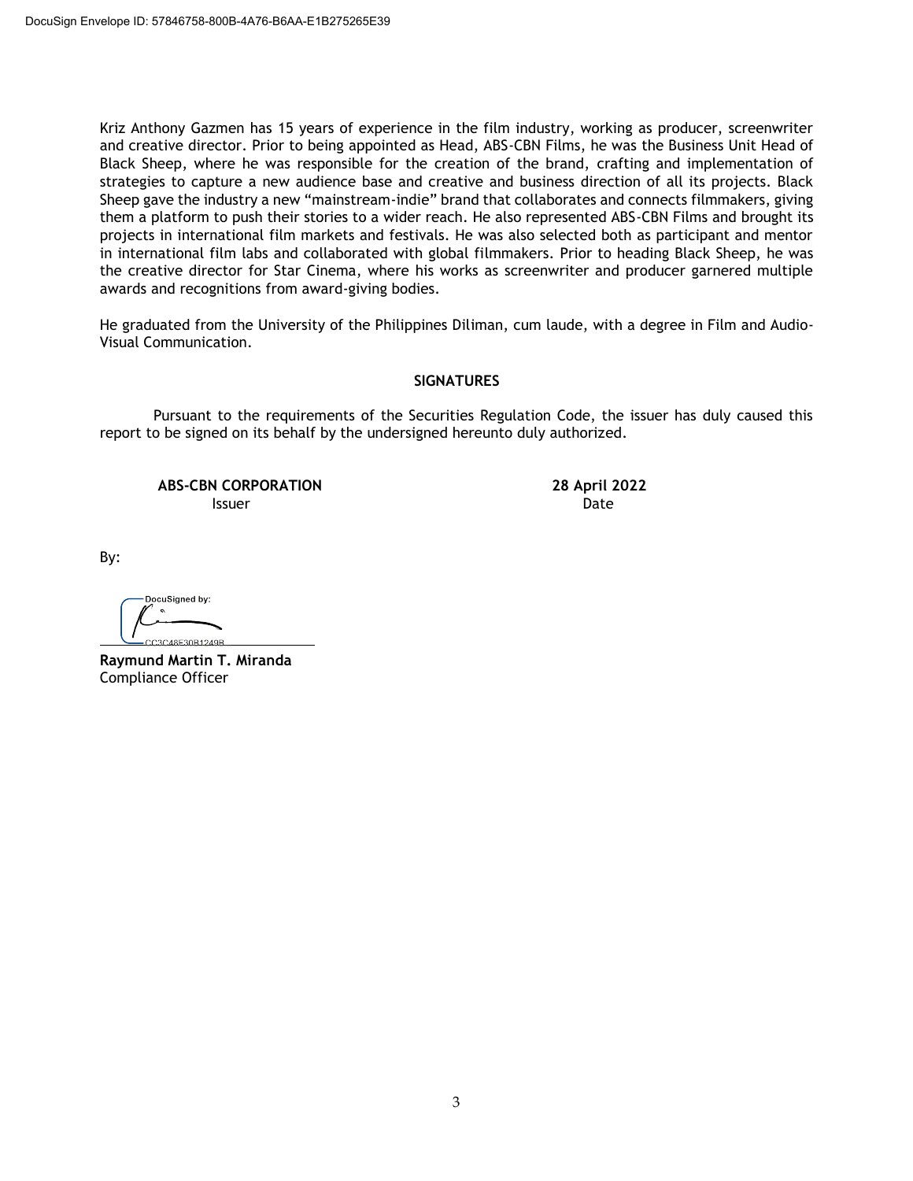Kriz Anthony Gazmen has 15 years of experience in the film industry, working as producer, screenwriter and creative director. Prior to being appointed as Head, ABS-CBN Films, he was the Business Unit Head of Black Sheep, where he was responsible for the creation of the brand, crafting and implementation of strategies to capture a new audience base and creative and business direction of all its projects. Black Sheep gave the industry a new "mainstream-indie" brand that collaborates and connects filmmakers, giving them a platform to push their stories to a wider reach. He also represented ABS-CBN Films and brought its projects in international film markets and festivals. He was also selected both as participant and mentor in international film labs and collaborated with global filmmakers. Prior to heading Black Sheep, he was the creative director for Star Cinema, where his works as screenwriter and producer garnered multiple awards and recognitions from award-giving bodies.

He graduated from the University of the Philippines Diliman, cum laude, with a degree in Film and Audio-Visual Communication.

**SIGNATURES**

Pursuant to the requirements of the Securities Regulation Code, the issuer has duly caused this report to be signed on its behalf by the undersigned hereunto duly authorized.

**ABS-CBN CORPORATION**
Issuer

**28 April 2022**
Date

By:

DocuSigned by:
CC3C48E30B12498...

**Raymund Martin T. Miranda**
Compliance Officer